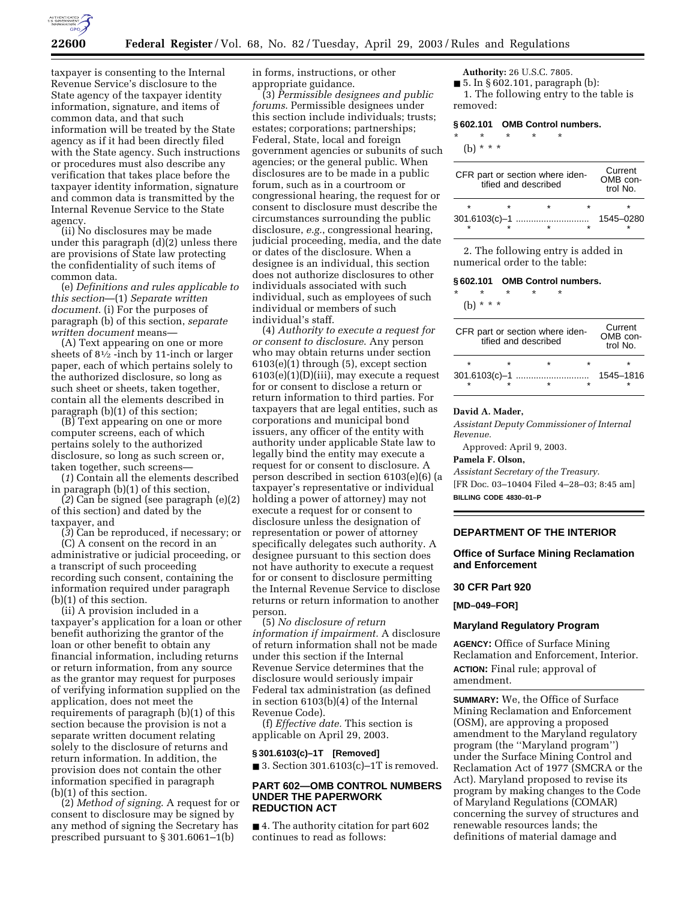taxpayer is consenting to the Internal Revenue Service's disclosure to the State agency of the taxpayer identity information, signature, and items of common data, and that such information will be treated by the State agency as if it had been directly filed with the State agency. Such instructions or procedures must also describe any verification that takes place before the taxpayer identity information, signature and common data is transmitted by the Internal Revenue Service to the State agency.

(ii) No disclosures may be made under this paragraph (d)(2) unless there are provisions of State law protecting the confidentiality of such items of common data.

(e) *Definitions and rules applicable to this section*—(1) *Separate written document*. (i) For the purposes of paragraph (b) of this section, *separate written document* means—

(A) Text appearing on one or more sheets of 8½ -inch by 11-inch or larger paper, each of which pertains solely to the authorized disclosure, so long as such sheet or sheets, taken together, contain all the elements described in paragraph (b)(1) of this section;

(B) Text appearing on one or more computer screens, each of which pertains solely to the authorized disclosure, so long as such screen or, taken together, such screens—

(*1*) Contain all the elements described in paragraph (b)(1) of this section,

(*2*) Can be signed (see paragraph (e)(2) of this section) and dated by the taxpayer, and

(*3*) Can be reproduced, if necessary; or

(C) A consent on the record in an administrative or judicial proceeding, or a transcript of such proceeding recording such consent, containing the information required under paragraph (b)(1) of this section.

(ii) A provision included in a taxpayer's application for a loan or other benefit authorizing the grantor of the loan or other benefit to obtain any financial information, including returns or return information, from any source as the grantor may request for purposes of verifying information supplied on the application, does not meet the requirements of paragraph (b)(1) of this section because the provision is not a separate written document relating solely to the disclosure of returns and return information. In addition, the provision does not contain the other information specified in paragraph (b)(1) of this section.

(2) *Method of signing.* A request for or consent to disclosure may be signed by any method of signing the Secretary has prescribed pursuant to § 301.6061–1(b) in forms, instructions, or other appropriate guidance.

(3) *Permissible designees and public forums*. Permissible designees under this section include individuals; trusts; estates; corporations; partnerships; Federal, State, local and foreign government agencies or subunits of such agencies; or the general public. When disclosures are to be made in a public forum, such as in a courtroom or congressional hearing, the request for or consent to disclosure must describe the circumstances surrounding the public disclosure, *e.g.*, congressional hearing, judicial proceeding, media, and the date or dates of the disclosure. When a designee is an individual, this section does not authorize disclosures to other individuals associated with such individual, such as employees of such individual or members of such individual's staff.

(4) *Authority to execute a request for or consent to disclosure*. Any person who may obtain returns under section 6103(e)(1) through (5), except section 6103(e)(1)(D)(iii), may execute a request for or consent to disclose a return or return information to third parties. For taxpayers that are legal entities, such as corporations and municipal bond issuers, any officer of the entity with authority under applicable State law to legally bind the entity may execute a request for or consent to disclosure. A person described in section 6103(e)(6) (a taxpayer's representative or individual holding a power of attorney) may not execute a request for or consent to disclosure unless the designation of representation or power of attorney specifically delegates such authority. A designee pursuant to this section does not have authority to execute a request for or consent to disclosure permitting the Internal Revenue Service to disclose returns or return information to another person.

(5) *No disclosure of return information if impairment.* A disclosure of return information shall not be made under this section if the Internal Revenue Service determines that the disclosure would seriously impair Federal tax administration (as defined in section 6103(b)(4) of the Internal Revenue Code).

(f) *Effective date.* This section is applicable on April 29, 2003.

### § 301.6103(c)–1T [Removed]

■ 3. Section 301.6103(c)–1T is removed.

## PART 602—OMB CONTROL NUMBERS UNDER THE PAPERWORK REDUCTION ACT

■ 4. The authority citation for part 602 continues to read as follows:

**Authority:** 26 U.S.C. 7805.

■ 5. In § 602.101, paragraph (b):

1. The following entry to the table is removed:

### § 602.101 OMB Control numbers.

\* \* \* \* \*

(b) \* \* \*

| CFR part or section where identified and described | Current OMB control No. |
|---|---|
| \* \* \* \* | \* |
| 301.6103(c)–1 | 1545–0280 |
| \* \* \* \* | \* |

2. The following entry is added in numerical order to the table:

### § 602.101 OMB Control numbers.

\* \* \* \* \*

(b) \* \* \*

| CFR part or section where identified and described | Current OMB control No. |
|---|---|
| \* \* \* \* | \* |
| 301.6103(c)–1 | 1545–1816 |
| \* \* \* \* | \* |

**David A. Mader,**

*Assistant Deputy Commissioner of Internal Revenue.*

Approved: April 9, 2003.

**Pamela F. Olson,**

*Assistant Secretary of the Treasury.*

[FR Doc. 03–10404 Filed 4–28–03; 8:45 am]

**BILLING CODE 4830–01–P**

## DEPARTMENT OF THE INTERIOR

### Office of Surface Mining Reclamation and Enforcement

### 30 CFR Part 920

**[MD–049–FOR]**

### Maryland Regulatory Program

**AGENCY:** Office of Surface Mining Reclamation and Enforcement, Interior.

**ACTION:** Final rule; approval of amendment.

**SUMMARY:** We, the Office of Surface Mining Reclamation and Enforcement (OSM), are approving a proposed amendment to the Maryland regulatory program (the ''Maryland program'') under the Surface Mining Control and Reclamation Act of 1977 (SMCRA or the Act). Maryland proposed to revise its program by making changes to the Code of Maryland Regulations (COMAR) concerning the survey of structures and renewable resources lands; the definitions of material damage and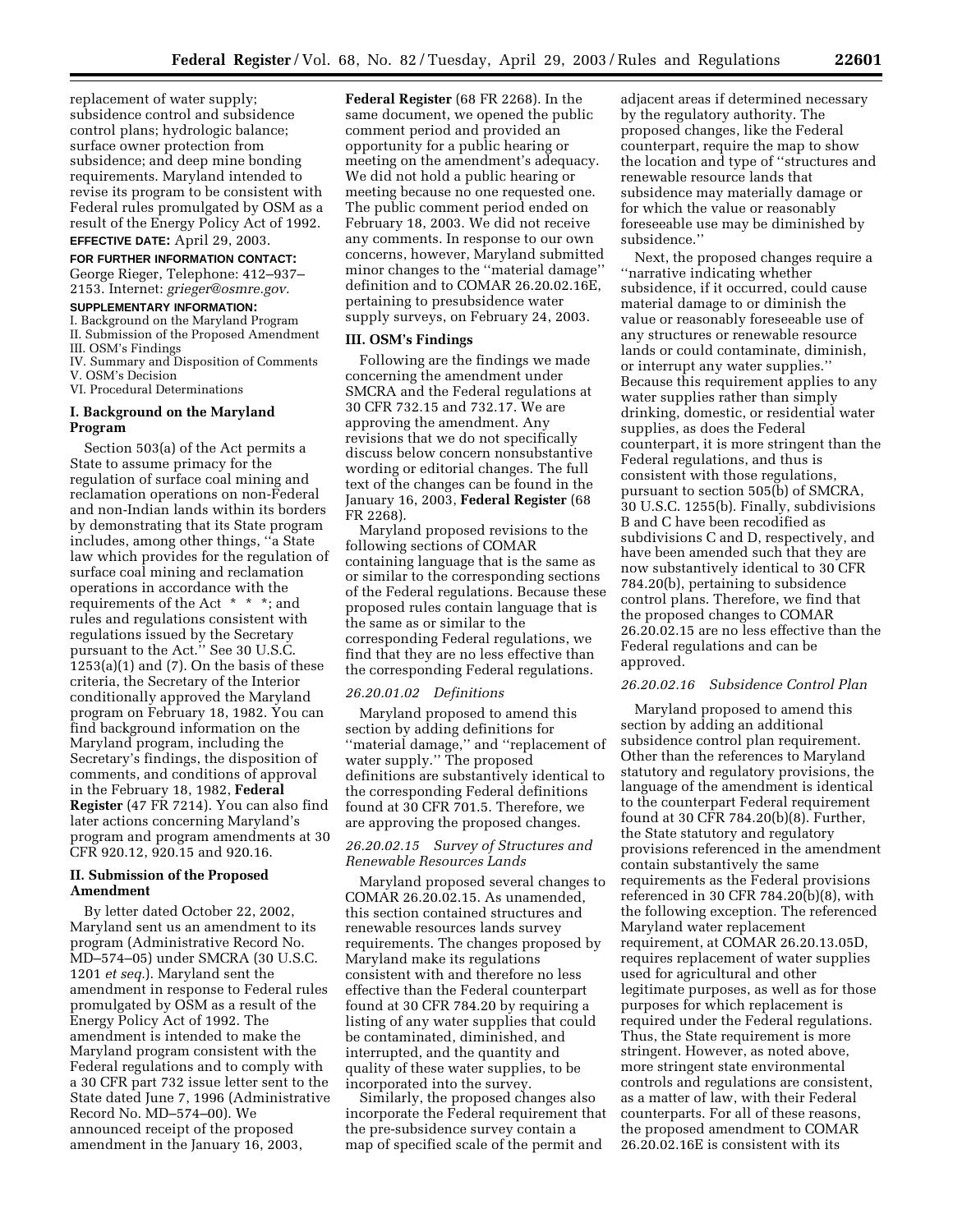replacement of water supply; subsidence control and subsidence control plans; hydrologic balance; surface owner protection from subsidence; and deep mine bonding requirements. Maryland intended to revise its program to be consistent with Federal rules promulgated by OSM as a result of the Energy Policy Act of 1992.

**EFFECTIVE DATE:** April 29, 2003.

**FOR FURTHER INFORMATION CONTACT:** George Rieger, Telephone: 412–937–2153. Internet: *grieger@osmre.gov.*

**SUPPLEMENTARY INFORMATION:**

I. Background on the Maryland Program
II. Submission of the Proposed Amendment
III. OSM's Findings
IV. Summary and Disposition of Comments
V. OSM's Decision
VI. Procedural Determinations

## I. Background on the Maryland Program

Section 503(a) of the Act permits a State to assume primacy for the regulation of surface coal mining and reclamation operations on non-Federal and non-Indian lands within its borders by demonstrating that its State program includes, among other things, ''a State law which provides for the regulation of surface coal mining and reclamation operations in accordance with the requirements of the Act * * *; and rules and regulations consistent with regulations issued by the Secretary pursuant to the Act.'' See 30 U.S.C. 1253(a)(1) and (7). On the basis of these criteria, the Secretary of the Interior conditionally approved the Maryland program on February 18, 1982. You can find background information on the Maryland program, including the Secretary's findings, the disposition of comments, and conditions of approval in the February 18, 1982, **Federal Register** (47 FR 7214). You can also find later actions concerning Maryland's program and program amendments at 30 CFR 920.12, 920.15 and 920.16.

## II. Submission of the Proposed Amendment

By letter dated October 22, 2002, Maryland sent us an amendment to its program (Administrative Record No. MD–574–05) under SMCRA (30 U.S.C. 1201 *et seq.*). Maryland sent the amendment in response to Federal rules promulgated by OSM as a result of the Energy Policy Act of 1992. The amendment is intended to make the Maryland program consistent with the Federal regulations and to comply with a 30 CFR part 732 issue letter sent to the State dated June 7, 1996 (Administrative Record No. MD–574–00). We announced receipt of the proposed amendment in the January 16, 2003, **Federal Register** (68 FR 2268). In the same document, we opened the public comment period and provided an opportunity for a public hearing or meeting on the amendment's adequacy. We did not hold a public hearing or meeting because no one requested one. The public comment period ended on February 18, 2003. We did not receive any comments. In response to our own concerns, however, Maryland submitted minor changes to the ''material damage'' definition and to COMAR 26.20.02.16E, pertaining to presubsidence water supply surveys, on February 24, 2003.

## III. OSM's Findings

Following are the findings we made concerning the amendment under SMCRA and the Federal regulations at 30 CFR 732.15 and 732.17. We are approving the amendment. Any revisions that we do not specifically discuss below concern nonsubstantive wording or editorial changes. The full text of the changes can be found in the January 16, 2003, **Federal Register** (68 FR 2268).

Maryland proposed revisions to the following sections of COMAR containing language that is the same as or similar to the corresponding sections of the Federal regulations. Because these proposed rules contain language that is the same as or similar to the corresponding Federal regulations, we find that they are no less effective than the corresponding Federal regulations.

### *26.20.01.02 Definitions*

Maryland proposed to amend this section by adding definitions for ''material damage,'' and ''replacement of water supply.'' The proposed definitions are substantively identical to the corresponding Federal definitions found at 30 CFR 701.5. Therefore, we are approving the proposed changes.

### *26.20.02.15 Survey of Structures and Renewable Resources Lands*

Maryland proposed several changes to COMAR 26.20.02.15. As unamended, this section contained structures and renewable resources lands survey requirements. The changes proposed by Maryland make its regulations consistent with and therefore no less effective than the Federal counterpart found at 30 CFR 784.20 by requiring a listing of any water supplies that could be contaminated, diminished, and interrupted, and the quantity and quality of these water supplies, to be incorporated into the survey.

Similarly, the proposed changes also incorporate the Federal requirement that the pre-subsidence survey contain a map of specified scale of the permit and adjacent areas if determined necessary by the regulatory authority. The proposed changes, like the Federal counterpart, require the map to show the location and type of ''structures and renewable resource lands that subsidence may materially damage or for which the value or reasonably foreseeable use may be diminished by subsidence.''

Next, the proposed changes require a ''narrative indicating whether subsidence, if it occurred, could cause material damage to or diminish the value or reasonably foreseeable use of any structures or renewable resource lands or could contaminate, diminish, or interrupt any water supplies.'' Because this requirement applies to any water supplies rather than simply drinking, domestic, or residential water supplies, as does the Federal counterpart, it is more stringent than the Federal regulations, and thus is consistent with those regulations, pursuant to section 505(b) of SMCRA, 30 U.S.C. 1255(b). Finally, subdivisions B and C have been recodified as subdivisions C and D, respectively, and have been amended such that they are now substantively identical to 30 CFR 784.20(b), pertaining to subsidence control plans. Therefore, we find that the proposed changes to COMAR 26.20.02.15 are no less effective than the Federal regulations and can be approved.

### *26.20.02.16 Subsidence Control Plan*

Maryland proposed to amend this section by adding an additional subsidence control plan requirement. Other than the references to Maryland statutory and regulatory provisions, the language of the amendment is identical to the counterpart Federal requirement found at 30 CFR 784.20(b)(8). Further, the State statutory and regulatory provisions referenced in the amendment contain substantively the same requirements as the Federal provisions referenced in 30 CFR 784.20(b)(8), with the following exception. The referenced Maryland water replacement requirement, at COMAR 26.20.13.05D, requires replacement of water supplies used for agricultural and other legitimate purposes, as well as for those purposes for which replacement is required under the Federal regulations. Thus, the State requirement is more stringent. However, as noted above, more stringent state environmental controls and regulations are consistent, as a matter of law, with their Federal counterparts. For all of these reasons, the proposed amendment to COMAR 26.20.02.16E is consistent with its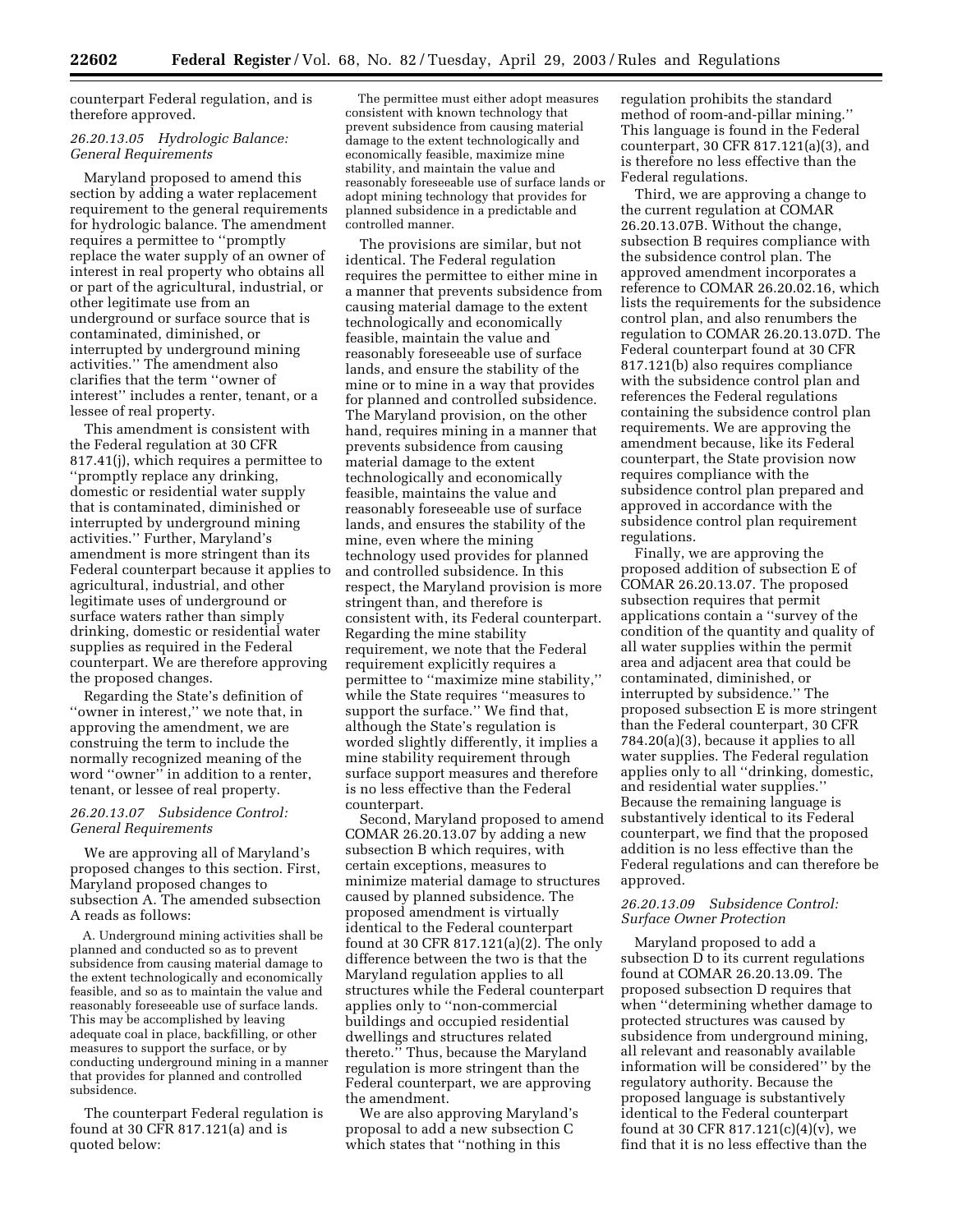counterpart Federal regulation, and is therefore approved.

### *26.20.13.05 Hydrologic Balance: General Requirements*

Maryland proposed to amend this section by adding a water replacement requirement to the general requirements for hydrologic balance. The amendment requires a permittee to ''promptly replace the water supply of an owner of interest in real property who obtains all or part of the agricultural, industrial, or other legitimate use from an underground or surface source that is contaminated, diminished, or interrupted by underground mining activities.'' The amendment also clarifies that the term ''owner of interest'' includes a renter, tenant, or a lessee of real property.

This amendment is consistent with the Federal regulation at 30 CFR 817.41(j), which requires a permittee to ''promptly replace any drinking, domestic or residential water supply that is contaminated, diminished or interrupted by underground mining activities.'' Further, Maryland's amendment is more stringent than its Federal counterpart because it applies to agricultural, industrial, and other legitimate uses of underground or surface waters rather than simply drinking, domestic or residential water supplies as required in the Federal counterpart. We are therefore approving the proposed changes.

Regarding the State's definition of ''owner in interest,'' we note that, in approving the amendment, we are construing the term to include the normally recognized meaning of the word ''owner'' in addition to a renter, tenant, or lessee of real property.

### *26.20.13.07 Subsidence Control: General Requirements*

We are approving all of Maryland's proposed changes to this section. First, Maryland proposed changes to subsection A. The amended subsection A reads as follows:

> A. Underground mining activities shall be planned and conducted so as to prevent subsidence from causing material damage to the extent technologically and economically feasible, and so as to maintain the value and reasonably foreseeable use of surface lands. This may be accomplished by leaving adequate coal in place, backfilling, or other measures to support the surface, or by conducting underground mining in a manner that provides for planned and controlled subsidence.

The counterpart Federal regulation is found at 30 CFR 817.121(a) and is quoted below:

> The permittee must either adopt measures consistent with known technology that prevent subsidence from causing material damage to the extent technologically and economically feasible, maximize mine stability, and maintain the value and reasonably foreseeable use of surface lands or adopt mining technology that provides for planned subsidence in a predictable and controlled manner.

The provisions are similar, but not identical. The Federal regulation requires the permittee to either mine in a manner that prevents subsidence from causing material damage to the extent technologically and economically feasible, maintain the value and reasonably foreseeable use of surface lands, and ensure the stability of the mine or to mine in a way that provides for planned and controlled subsidence. The Maryland provision, on the other hand, requires mining in a manner that prevents subsidence from causing material damage to the extent technologically and economically feasible, maintains the value and reasonably foreseeable use of surface lands, and ensures the stability of the mine, even where the mining technology used provides for planned and controlled subsidence. In this respect, the Maryland provision is more stringent than, and therefore is consistent with, its Federal counterpart. Regarding the mine stability requirement, we note that the Federal requirement explicitly requires a permittee to ''maximize mine stability,'' while the State requires ''measures to support the surface.'' We find that, although the State's regulation is worded slightly differently, it implies a mine stability requirement through surface support measures and therefore is no less effective than the Federal counterpart.

Second, Maryland proposed to amend COMAR 26.20.13.07 by adding a new subsection B which requires, with certain exceptions, measures to minimize material damage to structures caused by planned subsidence. The proposed amendment is virtually identical to the Federal counterpart found at 30 CFR 817.121(a)(2). The only difference between the two is that the Maryland regulation applies to all structures while the Federal counterpart applies only to ''non-commercial buildings and occupied residential dwellings and structures related thereto.'' Thus, because the Maryland regulation is more stringent than the Federal counterpart, we are approving the amendment.

We are also approving Maryland's proposal to add a new subsection C which states that ''nothing in this regulation prohibits the standard method of room-and-pillar mining.'' This language is found in the Federal counterpart, 30 CFR 817.121(a)(3), and is therefore no less effective than the Federal regulations.

Third, we are approving a change to the current regulation at COMAR 26.20.13.07B. Without the change, subsection B requires compliance with the subsidence control plan. The approved amendment incorporates a reference to COMAR 26.20.02.16, which lists the requirements for the subsidence control plan, and also renumbers the regulation to COMAR 26.20.13.07D. The Federal counterpart found at 30 CFR 817.121(b) also requires compliance with the subsidence control plan and references the Federal regulations containing the subsidence control plan requirements. We are approving the amendment because, like its Federal counterpart, the State provision now requires compliance with the subsidence control plan prepared and approved in accordance with the subsidence control plan requirement regulations.

Finally, we are approving the proposed addition of subsection E of COMAR 26.20.13.07. The proposed subsection requires that permit applications contain a ''survey of the condition of the quantity and quality of all water supplies within the permit area and adjacent area that could be contaminated, diminished, or interrupted by subsidence.'' The proposed subsection E is more stringent than the Federal counterpart, 30 CFR 784.20(a)(3), because it applies to all water supplies. The Federal regulation applies only to all ''drinking, domestic, and residential water supplies.'' Because the remaining language is substantively identical to its Federal counterpart, we find that the proposed addition is no less effective than the Federal regulations and can therefore be approved.

### *26.20.13.09 Subsidence Control: Surface Owner Protection*

Maryland proposed to add a subsection D to its current regulations found at COMAR 26.20.13.09. The proposed subsection D requires that when ''determining whether damage to protected structures was caused by subsidence from underground mining, all relevant and reasonably available information will be considered'' by the regulatory authority. Because the proposed language is substantively identical to the Federal counterpart found at 30 CFR 817.121(c)(4)(v), we find that it is no less effective than the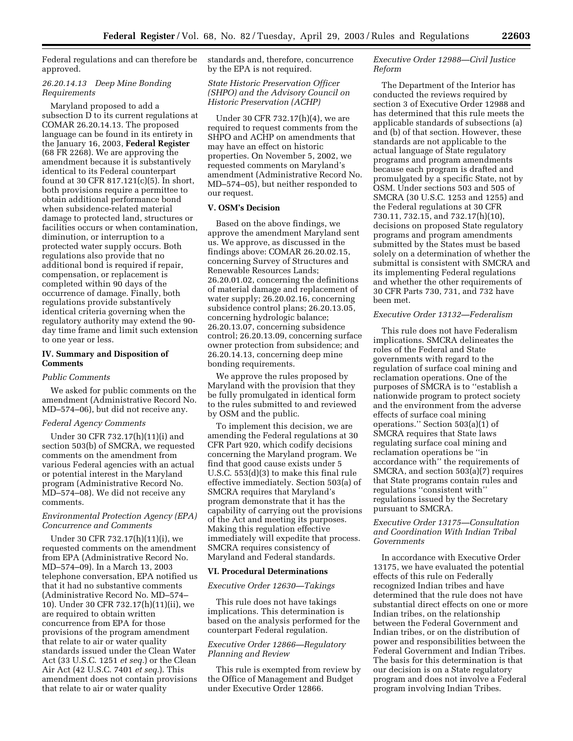Federal regulations and can therefore be approved.

*26.20.14.13 Deep Mine Bonding Requirements*

Maryland proposed to add a subsection D to its current regulations at COMAR 26.20.14.13. The proposed language can be found in its entirety in the January 16, 2003, **Federal Register** (68 FR 2268). We are approving the amendment because it is substantively identical to its Federal counterpart found at 30 CFR 817.121(c)(5). In short, both provisions require a permittee to obtain additional performance bond when subsidence-related material damage to protected land, structures or facilities occurs or when contamination, diminution, or interruption to a protected water supply occurs. Both regulations also provide that no additional bond is required if repair, compensation, or replacement is completed within 90 days of the occurrence of damage. Finally, both regulations provide substantively identical criteria governing when the regulatory authority may extend the 90-day time frame and limit such extension to one year or less.

## IV. Summary and Disposition of Comments

*Public Comments*

We asked for public comments on the amendment (Administrative Record No. MD–574–06), but did not receive any.

*Federal Agency Comments*

Under 30 CFR 732.17(h)(11)(i) and section 503(b) of SMCRA, we requested comments on the amendment from various Federal agencies with an actual or potential interest in the Maryland program (Administrative Record No. MD–574–08). We did not receive any comments.

*Environmental Protection Agency (EPA) Concurrence and Comments*

Under 30 CFR 732.17(h)(11)(i), we requested comments on the amendment from EPA (Administrative Record No. MD–574–09). In a March 13, 2003 telephone conversation, EPA notified us that it had no substantive comments (Administrative Record No. MD–574–10). Under 30 CFR 732.17(h)(11)(ii), we are required to obtain written concurrence from EPA for those provisions of the program amendment that relate to air or water quality standards issued under the Clean Water Act (33 U.S.C. 1251 *et seq.*) or the Clean Air Act (42 U.S.C. 7401 *et seq.*). This amendment does not contain provisions that relate to air or water quality standards and, therefore, concurrence by the EPA is not required.

*State Historic Preservation Officer (SHPO) and the Advisory Council on Historic Preservation (ACHP)*

Under 30 CFR 732.17(h)(4), we are required to request comments from the SHPO and ACHP on amendments that may have an effect on historic properties. On November 5, 2002, we requested comments on Maryland's amendment (Administrative Record No. MD–574–05), but neither responded to our request.

## V. OSM's Decision

Based on the above findings, we approve the amendment Maryland sent us. We approve, as discussed in the findings above: COMAR 26.20.02.15, concerning Survey of Structures and Renewable Resources Lands; 26.20.01.02, concerning the definitions of material damage and replacement of water supply; 26.20.02.16, concerning subsidence control plans; 26.20.13.05, concerning hydrologic balance; 26.20.13.07, concerning subsidence control; 26.20.13.09, concerning surface owner protection from subsidence; and 26.20.14.13, concerning deep mine bonding requirements.

We approve the rules proposed by Maryland with the provision that they be fully promulgated in identical form to the rules submitted to and reviewed by OSM and the public.

To implement this decision, we are amending the Federal regulations at 30 CFR Part 920, which codify decisions concerning the Maryland program. We find that good cause exists under 5 U.S.C. 553(d)(3) to make this final rule effective immediately. Section 503(a) of SMCRA requires that Maryland's program demonstrate that it has the capability of carrying out the provisions of the Act and meeting its purposes. Making this regulation effective immediately will expedite that process. SMCRA requires consistency of Maryland and Federal standards.

## VI. Procedural Determinations

*Executive Order 12630—Takings*

This rule does not have takings implications. This determination is based on the analysis performed for the counterpart Federal regulation.

*Executive Order 12866—Regulatory Planning and Review*

This rule is exempted from review by the Office of Management and Budget under Executive Order 12866.

*Executive Order 12988—Civil Justice Reform*

The Department of the Interior has conducted the reviews required by section 3 of Executive Order 12988 and has determined that this rule meets the applicable standards of subsections (a) and (b) of that section. However, these standards are not applicable to the actual language of State regulatory programs and program amendments because each program is drafted and promulgated by a specific State, not by OSM. Under sections 503 and 505 of SMCRA (30 U.S.C. 1253 and 1255) and the Federal regulations at 30 CFR 730.11, 732.15, and 732.17(h)(10), decisions on proposed State regulatory programs and program amendments submitted by the States must be based solely on a determination of whether the submittal is consistent with SMCRA and its implementing Federal regulations and whether the other requirements of 30 CFR Parts 730, 731, and 732 have been met.

*Executive Order 13132—Federalism*

This rule does not have Federalism implications. SMCRA delineates the roles of the Federal and State governments with regard to the regulation of surface coal mining and reclamation operations. One of the purposes of SMCRA is to "establish a nationwide program to protect society and the environment from the adverse effects of surface coal mining operations." Section 503(a)(1) of SMCRA requires that State laws regulating surface coal mining and reclamation operations be "in accordance with" the requirements of SMCRA, and section 503(a)(7) requires that State programs contain rules and regulations "consistent with" regulations issued by the Secretary pursuant to SMCRA.

*Executive Order 13175—Consultation and Coordination With Indian Tribal Governments*

In accordance with Executive Order 13175, we have evaluated the potential effects of this rule on Federally recognized Indian tribes and have determined that the rule does not have substantial direct effects on one or more Indian tribes, on the relationship between the Federal Government and Indian tribes, or on the distribution of power and responsibilities between the Federal Government and Indian Tribes. The basis for this determination is that our decision is on a State regulatory program and does not involve a Federal program involving Indian Tribes.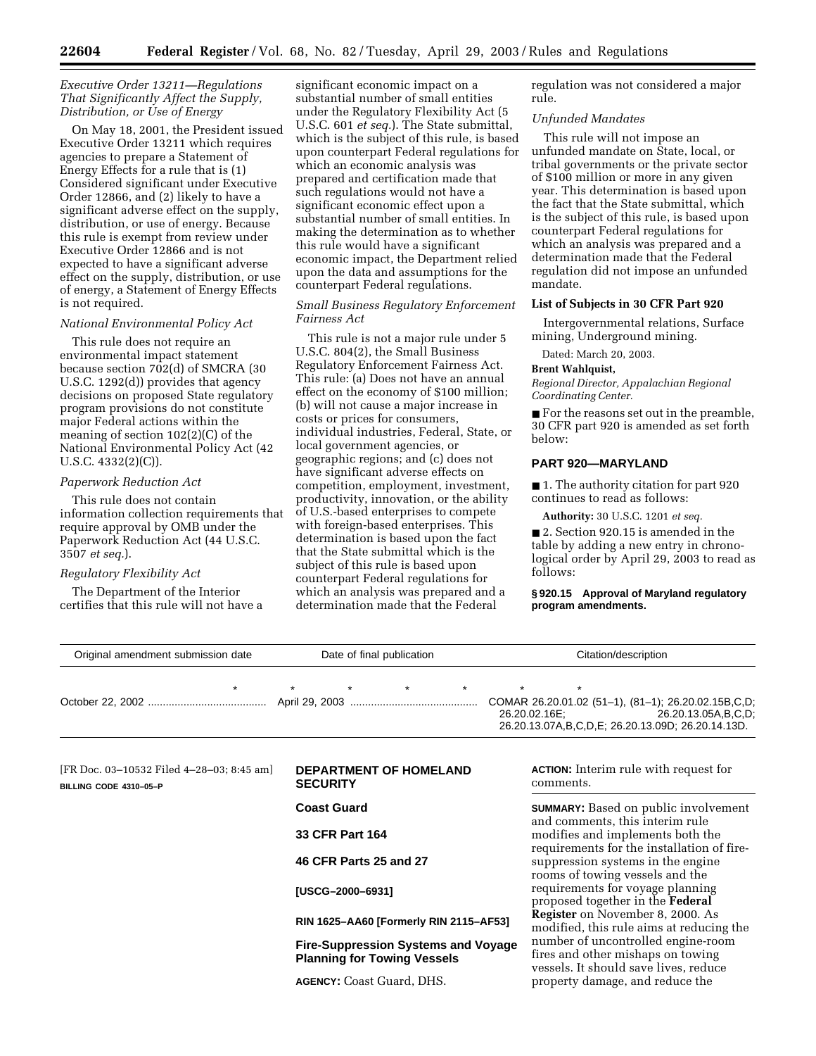*Executive Order 13211—Regulations That Significantly Affect the Supply, Distribution, or Use of Energy*

On May 18, 2001, the President issued Executive Order 13211 which requires agencies to prepare a Statement of Energy Effects for a rule that is (1) Considered significant under Executive Order 12866, and (2) likely to have a significant adverse effect on the supply, distribution, or use of energy. Because this rule is exempt from review under Executive Order 12866 and is not expected to have a significant adverse effect on the supply, distribution, or use of energy, a Statement of Energy Effects is not required.

*National Environmental Policy Act*

This rule does not require an environmental impact statement because section 702(d) of SMCRA (30 U.S.C. 1292(d)) provides that agency decisions on proposed State regulatory program provisions do not constitute major Federal actions within the meaning of section 102(2)(C) of the National Environmental Policy Act (42 U.S.C. 4332(2)(C)).

*Paperwork Reduction Act*

This rule does not contain information collection requirements that require approval by OMB under the Paperwork Reduction Act (44 U.S.C. 3507 *et seq.*).

*Regulatory Flexibility Act*

The Department of the Interior certifies that this rule will not have a significant economic impact on a substantial number of small entities under the Regulatory Flexibility Act (5 U.S.C. 601 *et seq.*). The State submittal, which is the subject of this rule, is based upon counterpart Federal regulations for which an economic analysis was prepared and certification made that such regulations would not have a significant economic effect upon a substantial number of small entities. In making the determination as to whether this rule would have a significant economic impact, the Department relied upon the data and assumptions for the counterpart Federal regulations.

*Small Business Regulatory Enforcement Fairness Act*

This rule is not a major rule under 5 U.S.C. 804(2), the Small Business Regulatory Enforcement Fairness Act. This rule: (a) Does not have an annual effect on the economy of $100 million; (b) will not cause a major increase in costs or prices for consumers, individual industries, Federal, State, or local government agencies, or geographic regions; and (c) does not have significant adverse effects on competition, employment, investment, productivity, innovation, or the ability of U.S.-based enterprises to compete with foreign-based enterprises. This determination is based upon the fact that the State submittal which is the subject of this rule is based upon counterpart Federal regulations for which an analysis was prepared and a determination made that the Federal regulation was not considered a major rule.

*Unfunded Mandates*

This rule will not impose an unfunded mandate on State, local, or tribal governments or the private sector of $100 million or more in any given year. This determination is based upon the fact that the State submittal, which is the subject of this rule, is based upon counterpart Federal regulations for which an analysis was prepared and a determination made that the Federal regulation did not impose an unfunded mandate.

**List of Subjects in 30 CFR Part 920**

Intergovernmental relations, Surface mining, Underground mining.

Dated: March 20, 2003.

**Brent Wahlquist,**

*Regional Director, Appalachian Regional Coordinating Center.*

■ For the reasons set out in the preamble, 30 CFR part 920 is amended as set forth below:

## PART 920—MARYLAND

■ 1. The authority citation for part 920 continues to read as follows:

**Authority:** 30 U.S.C. 1201 *et seq.*

■ 2. Section 920.15 is amended in the table by adding a new entry in chronological order by April 29, 2003 to read as follows:

**§ 920.15 Approval of Maryland regulatory program amendments.**

| Original amendment submission date | Date of final publication | Citation/description |
|---|---|---|
| * * * | * * * | * * |
| October 22, 2002 | April 29, 2003 | COMAR 26.20.01.02 (51–1), (81–1); 26.20.02.15B,C,D; 26.20.02.16E; 26.20.13.05A,B,C,D; 26.20.13.07A,B,C,D,E; 26.20.13.09D; 26.20.14.13D. |

[FR Doc. 03–10532 Filed 4–28–03; 8:45 am]

**BILLING CODE 4310–05–P**

**DEPARTMENT OF HOMELAND SECURITY**

**Coast Guard**

**33 CFR Part 164**

**46 CFR Parts 25 and 27**

**[USCG–2000–6931]**

**RIN 1625–AA60 [Formerly RIN 2115–AF53]**

## Fire-Suppression Systems and Voyage Planning for Towing Vessels

**AGENCY:** Coast Guard, DHS.

**ACTION:** Interim rule with request for comments.

**SUMMARY:** Based on public involvement and comments, this interim rule modifies and implements both the requirements for the installation of fire-suppression systems in the engine rooms of towing vessels and the requirements for voyage planning proposed together in the **Federal Register** on November 8, 2000. As modified, this rule aims at reducing the number of uncontrolled engine-room fires and other mishaps on towing vessels. It should save lives, reduce property damage, and reduce the